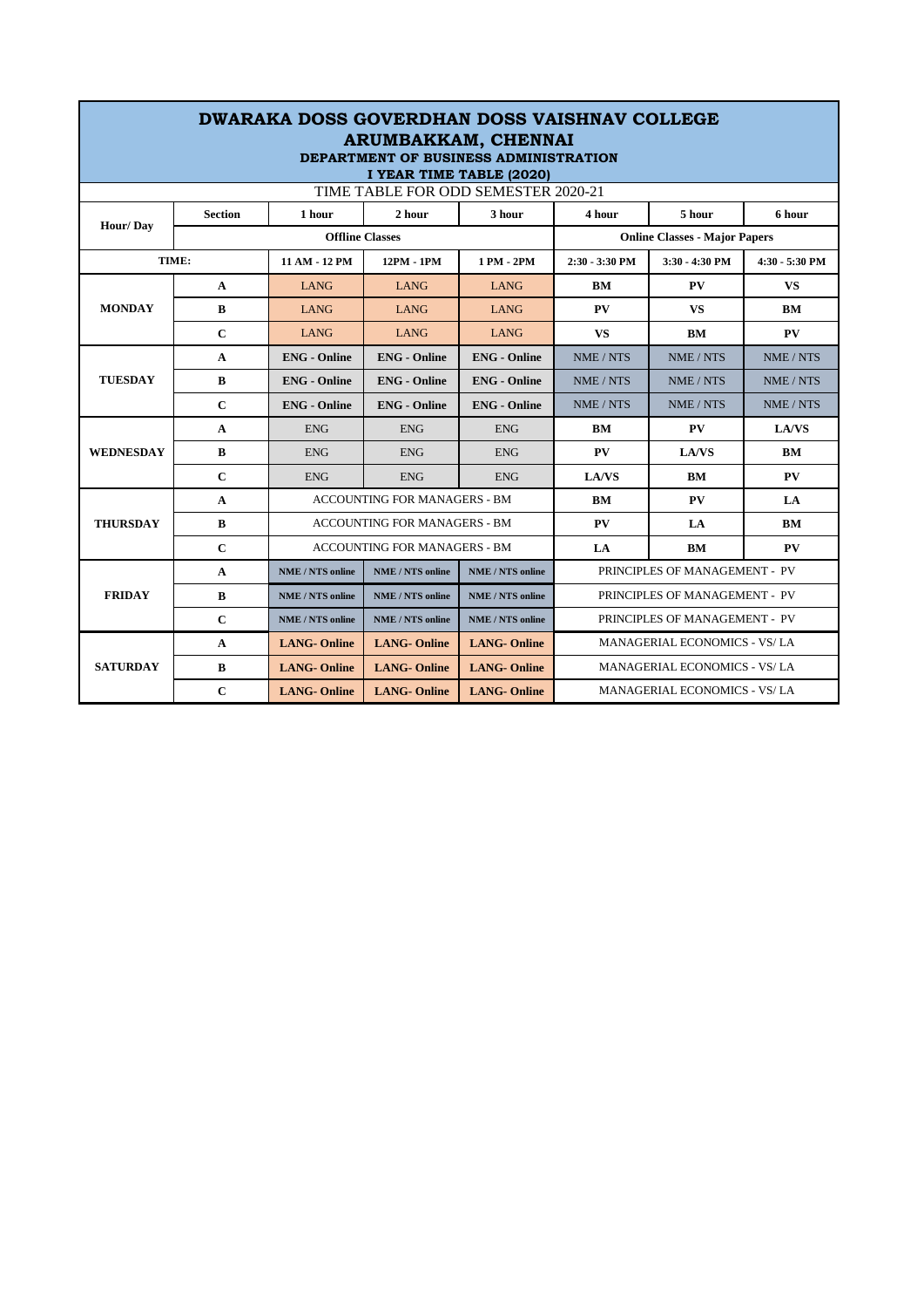# DWARAKA DOSS GOVERDHAN DOSS VAISHNAV COLLEGE
## ARUMBAKKAM, CHENNAI
### DEPARTMENT OF BUSINESS ADMINISTRATION
### I YEAR TIME TABLE (2020)

TIME TABLE FOR ODD SEMESTER 2020-21

| Hour/ Day | Section | 1 hour | 2 hour | 3 hour | 4 hour | 5 hour | 6 hour |
|---|---|---|---|---|---|---|---|
| | | Offline Classes | | | Online Classes - Major Papers | | |
| TIME: | | 11 AM - 12 PM | 12PM - 1PM | 1 PM - 2PM | 2:30 - 3:30 PM | 3:30 - 4:30 PM | 4:30 - 5:30 PM |
| MONDAY | A | LANG | LANG | LANG | BM | PV | VS |
| | B | LANG | LANG | LANG | PV | VS | BM |
| | C | LANG | LANG | LANG | VS | BM | PV |
| TUESDAY | A | ENG - Online | ENG - Online | ENG - Online | NME / NTS | NME / NTS | NME / NTS |
| | B | ENG - Online | ENG - Online | ENG - Online | NME / NTS | NME / NTS | NME / NTS |
| | C | ENG - Online | ENG - Online | ENG - Online | NME / NTS | NME / NTS | NME / NTS |
| WEDNESDAY | A | ENG | ENG | ENG | BM | PV | LA/VS |
| | B | ENG | ENG | ENG | PV | LA/VS | BM |
| | C | ENG | ENG | ENG | LA/VS | BM | PV |
| THURSDAY | A | ACCOUNTING FOR MANAGERS - BM | | | BM | PV | LA |
| | B | ACCOUNTING FOR MANAGERS - BM | | | PV | LA | BM |
| | C | ACCOUNTING FOR MANAGERS - BM | | | LA | BM | PV |
| FRIDAY | A | NME / NTS online | NME / NTS online | NME / NTS online | PRINCIPLES OF MANAGEMENT - PV | | |
| | B | NME / NTS online | NME / NTS online | NME / NTS online | PRINCIPLES OF MANAGEMENT - PV | | |
| | C | NME / NTS online | NME / NTS online | NME / NTS online | PRINCIPLES OF MANAGEMENT - PV | | |
| SATURDAY | A | LANG- Online | LANG- Online | LANG- Online | MANAGERIAL ECONOMICS - VS/ LA | | |
| | B | LANG- Online | LANG- Online | LANG- Online | MANAGERIAL ECONOMICS - VS/ LA | | |
| | C | LANG- Online | LANG- Online | LANG- Online | MANAGERIAL ECONOMICS - VS/ LA | | |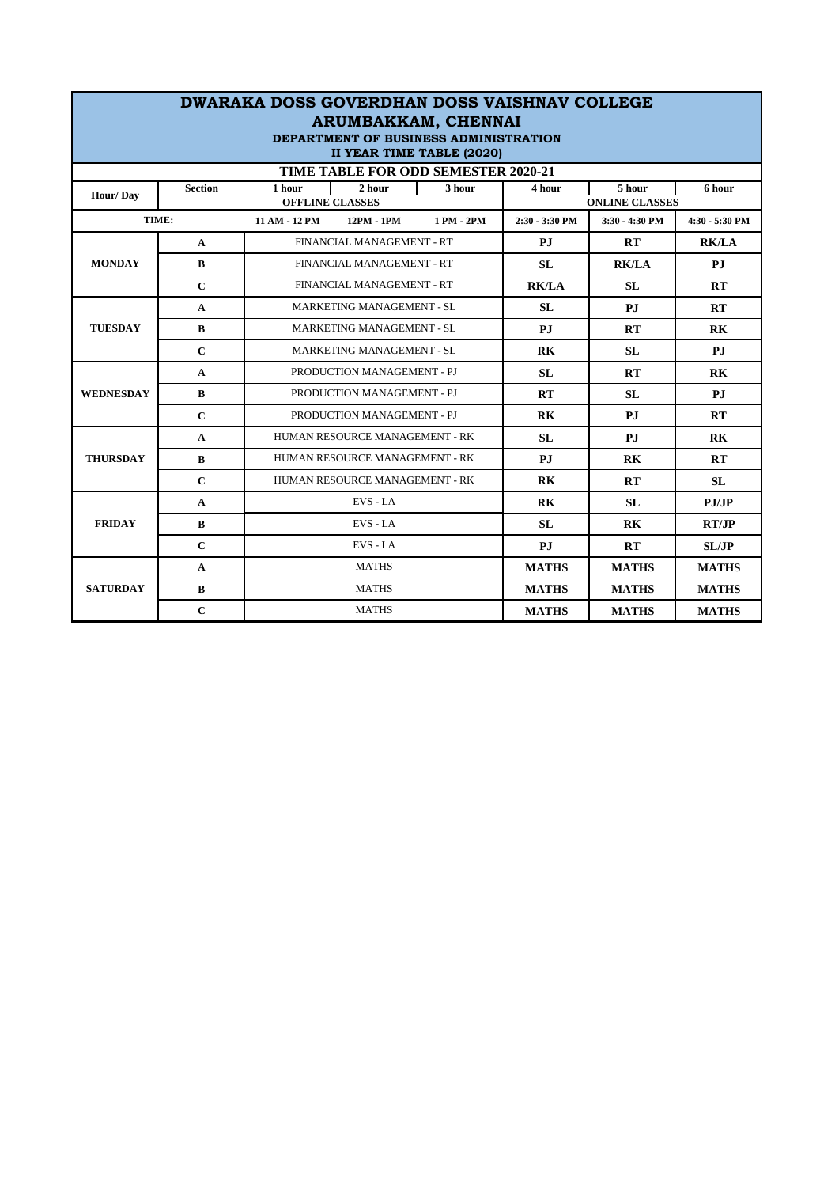# DWARAKA DOSS GOVERDHAN DOSS VAISHNAV COLLEGE

## ARUMBAKKAM, CHENNAI

### DEPARTMENT OF BUSINESS ADMINISTRATION

### II YEAR TIME TABLE (2020)

**TIME TABLE FOR ODD SEMESTER 2020-21**

| Hour/ Day | Section | 1 hour | 2 hour | 3 hour | 4 hour | 5 hour | 6 hour |
|---|---|---|---|---|---|---|---|
| | | OFFLINE CLASSES | | | ONLINE CLASSES | | |
| TIME: | | 11 AM - 12 PM | 12PM - 1PM | 1 PM - 2PM | 2:30 - 3:30 PM | 3:30 - 4:30 PM | 4:30 - 5:30 PM |
| MONDAY | A | FINANCIAL MANAGEMENT - RT | | | PJ | RT | RK/LA |
| | B | FINANCIAL MANAGEMENT - RT | | | SL | RK/LA | PJ |
| | C | FINANCIAL MANAGEMENT - RT | | | RK/LA | SL | RT |
| TUESDAY | A | MARKETING MANAGEMENT - SL | | | SL | PJ | RT |
| | B | MARKETING MANAGEMENT - SL | | | PJ | RT | RK |
| | C | MARKETING MANAGEMENT - SL | | | RK | SL | PJ |
| WEDNESDAY | A | PRODUCTION MANAGEMENT - PJ | | | SL | RT | RK |
| | B | PRODUCTION MANAGEMENT - PJ | | | RT | SL | PJ |
| | C | PRODUCTION MANAGEMENT - PJ | | | RK | PJ | RT |
| THURSDAY | A | HUMAN RESOURCE MANAGEMENT - RK | | | SL | PJ | RK |
| | B | HUMAN RESOURCE MANAGEMENT - RK | | | PJ | RK | RT |
| | C | HUMAN RESOURCE MANAGEMENT - RK | | | RK | RT | SL |
| FRIDAY | A | EVS - LA | | | RK | SL | PJ/JP |
| | B | EVS - LA | | | SL | RK | RT/JP |
| | C | EVS - LA | | | PJ | RT | SL/JP |
| SATURDAY | A | MATHS | | | MATHS | MATHS | MATHS |
| | B | MATHS | | | MATHS | MATHS | MATHS |
| | C | MATHS | | | MATHS | MATHS | MATHS |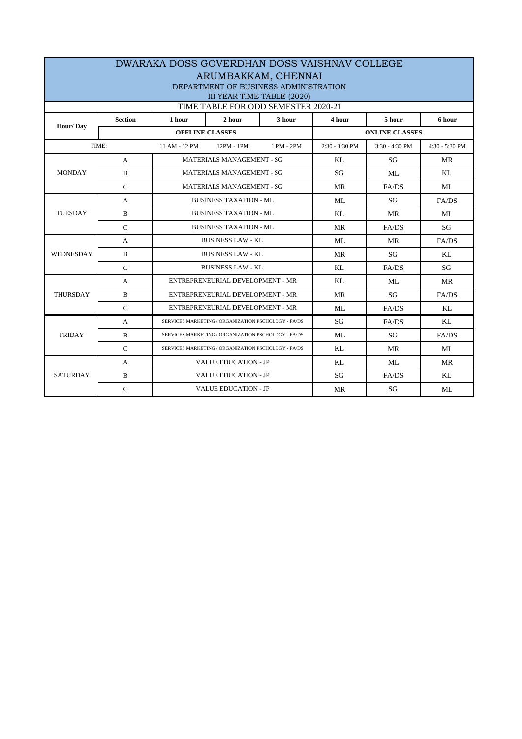# DWARAKA DOSS GOVERDHAN DOSS VAISHNAV COLLEGE

## ARUMBAKKAM, CHENNAI

### DEPARTMENT OF BUSINESS ADMINISTRATION

III YEAR TIME TABLE (2020)

TIME TABLE FOR ODD SEMESTER 2020-21

| Hour/ Day | Section | 1 hour | 2 hour | 3 hour | 4 hour | 5 hour | 6 hour |
|---|---|---|---|---|---|---|---|
| | OFFLINE CLASSES | | | | ONLINE CLASSES | | |
| TIME: | | 11 AM - 12 PM | 12PM - 1PM | 1 PM - 2PM | 2:30 - 3:30 PM | 3:30 - 4:30 PM | 4:30 - 5:30 PM |
| MONDAY | A | MATERIALS MANAGEMENT - SG | | | KL | SG | MR |
| | B | MATERIALS MANAGEMENT - SG | | | SG | ML | KL |
| | C | MATERIALS MANAGEMENT - SG | | | MR | FA/DS | ML |
| TUESDAY | A | BUSINESS TAXATION - ML | | | ML | SG | FA/DS |
| | B | BUSINESS TAXATION - ML | | | KL | MR | ML |
| | C | BUSINESS TAXATION - ML | | | MR | FA/DS | SG |
| WEDNESDAY | A | BUSINESS LAW - KL | | | ML | MR | FA/DS |
| | B | BUSINESS LAW - KL | | | MR | SG | KL |
| | C | BUSINESS LAW - KL | | | KL | FA/DS | SG |
| THURSDAY | A | ENTREPRENEURIAL DEVELOPMENT - MR | | | KL | ML | MR |
| | B | ENTREPRENEURIAL DEVELOPMENT - MR | | | MR | SG | FA/DS |
| | C | ENTREPRENEURIAL DEVELOPMENT - MR | | | ML | FA/DS | KL |
| FRIDAY | A | SERVICES MARKETING / ORGANIZATION PSCHOLOGY - FA/DS | | | SG | FA/DS | KL |
| | B | SERVICES MARKETING / ORGANIZATION PSCHOLOGY - FA/DS | | | ML | SG | FA/DS |
| | C | SERVICES MARKETING / ORGANIZATION PSCHOLOGY - FA/DS | | | KL | MR | ML |
| SATURDAY | A | VALUE EDUCATION - JP | | | KL | ML | MR |
| | B | VALUE EDUCATION - JP | | | SG | FA/DS | KL |
| | C | VALUE EDUCATION - JP | | | MR | SG | ML |